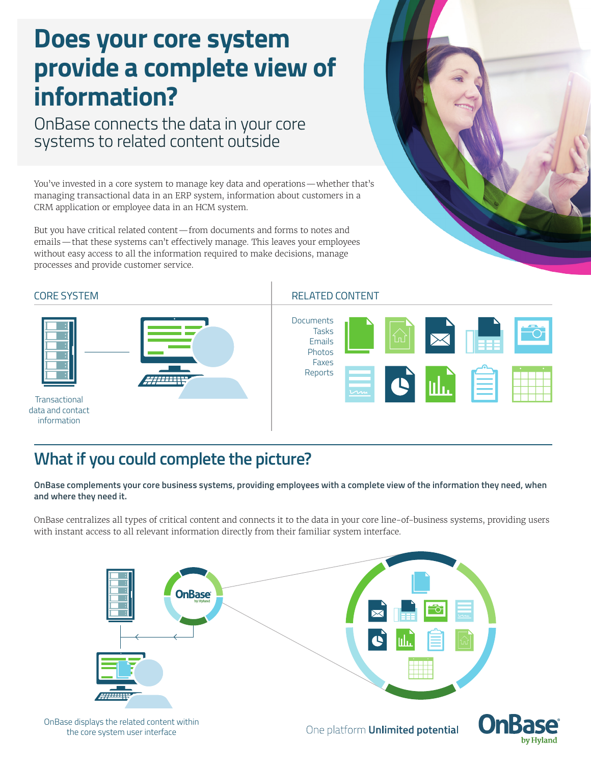# Does your core system provide a complete view of information?

## OnBase connects the data in your core systems to related content outside

You've invested in a core system to manage key data and operations — whether that's managing transactional data in an ERP system, information about customers in a CRM application or employee data in an HCM system.

But you have critical related content — from documents and forms to notes and emails — that these systems can't effectively manage. This leaves your employees without easy access to all the information required to make decisions, manage processes and provide customer service.

### CORE SYSTEM

Transactional data and contact information

### RELATED CONTENT

Documents
Tasks
Emails
Photos
Faxes
Reports

## What if you could complete the picture?

**OnBase complements your core business systems, providing employees with a complete view of the information they need, when and where they need it.**

OnBase centralizes all types of critical content and connects it to the data in your core line-of-business systems, providing users with instant access to all relevant information directly from their familiar system interface.

OnBase by Hyland

OnBase displays the related content within the core system user interface

One platform **Unlimited potential**

OnBase by Hyland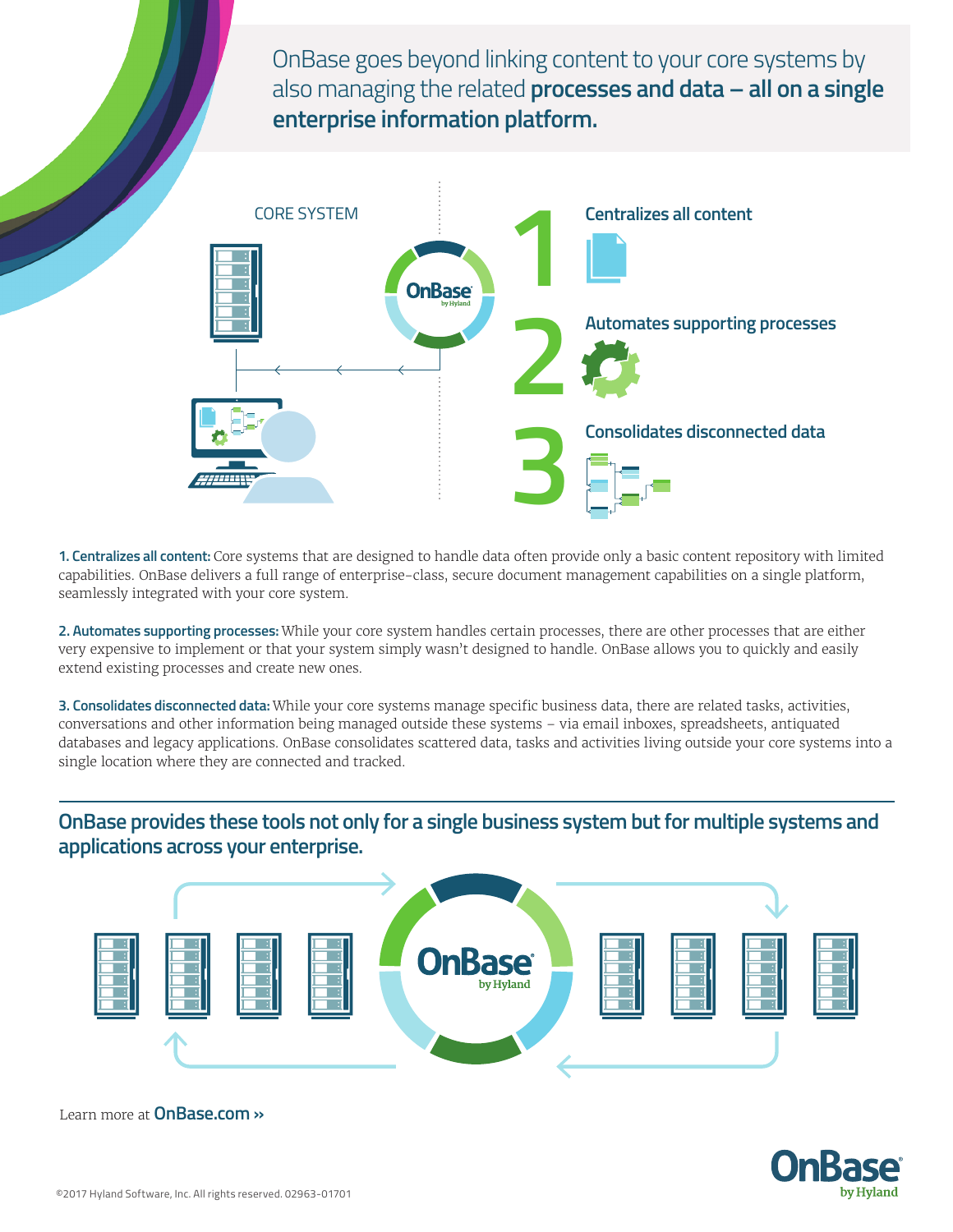## OnBase goes beyond linking content to your core systems by also managing the related **processes and data – all on a single enterprise information platform.**

CORE SYSTEM

1 Centralizes all content

2 Automates supporting processes

3 Consolidates disconnected data

**1. Centralizes all content:** Core systems that are designed to handle data often provide only a basic content repository with limited capabilities. OnBase delivers a full range of enterprise-class, secure document management capabilities on a single platform, seamlessly integrated with your core system.

**2. Automates supporting processes:** While your core system handles certain processes, there are other processes that are either very expensive to implement or that your system simply wasn't designed to handle. OnBase allows you to quickly and easily extend existing processes and create new ones.

**3. Consolidates disconnected data:** While your core systems manage specific business data, there are related tasks, activities, conversations and other information being managed outside these systems – via email inboxes, spreadsheets, antiquated databases and legacy applications. OnBase consolidates scattered data, tasks and activities living outside your core systems into a single location where they are connected and tracked.

## OnBase provides these tools not only for a single business system but for multiple systems and applications across your enterprise.

Learn more at **OnBase.com ››**

©2017 Hyland Software, Inc. All rights reserved. 02963-01701